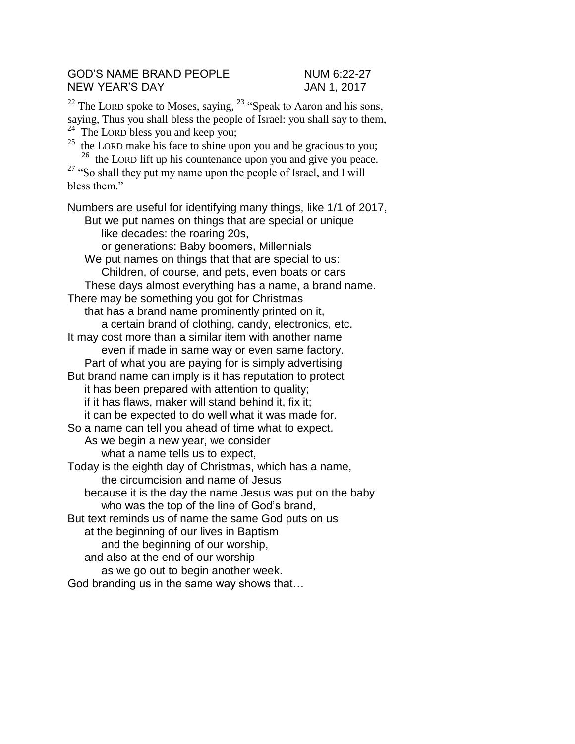GOD'S NAME BRAND PEOPLE NUM 6:22-27
NEW YEAR'S DAY JAN 1, 2017

[22] The LORD spoke to Moses, saying, [23] "Speak to Aaron and his sons, saying, Thus you shall bless the people of Israel: you shall say to them,
[24] The LORD bless you and keep you;
[25] the LORD make his face to shine upon you and be gracious to you;
[26] the LORD lift up his countenance upon you and give you peace.
[27] "So shall they put my name upon the people of Israel, and I will bless them."

Numbers are useful for identifying many things, like 1/1 of 2017,
But we put names on things that are special or unique
like decades: the roaring 20s,
or generations: Baby boomers, Millennials
We put names on things that that are special to us:
Children, of course, and pets, even boats or cars
These days almost everything has a name, a brand name.
There may be something you got for Christmas
that has a brand name prominently printed on it,
a certain brand of clothing, candy, electronics, etc.
It may cost more than a similar item with another name
even if made in same way or even same factory.
Part of what you are paying for is simply advertising
But brand name can imply is it has reputation to protect
it has been prepared with attention to quality;
if it has flaws, maker will stand behind it, fix it;
it can be expected to do well what it was made for.
So a name can tell you ahead of time what to expect.
As we begin a new year, we consider
what a name tells us to expect,
Today is the eighth day of Christmas, which has a name,
the circumcision and name of Jesus
because it is the day the name Jesus was put on the baby
who was the top of the line of God's brand,
But text reminds us of name the same God puts on us
at the beginning of our lives in Baptism
and the beginning of our worship,
and also at the end of our worship
as we go out to begin another week.
God branding us in the same way shows that…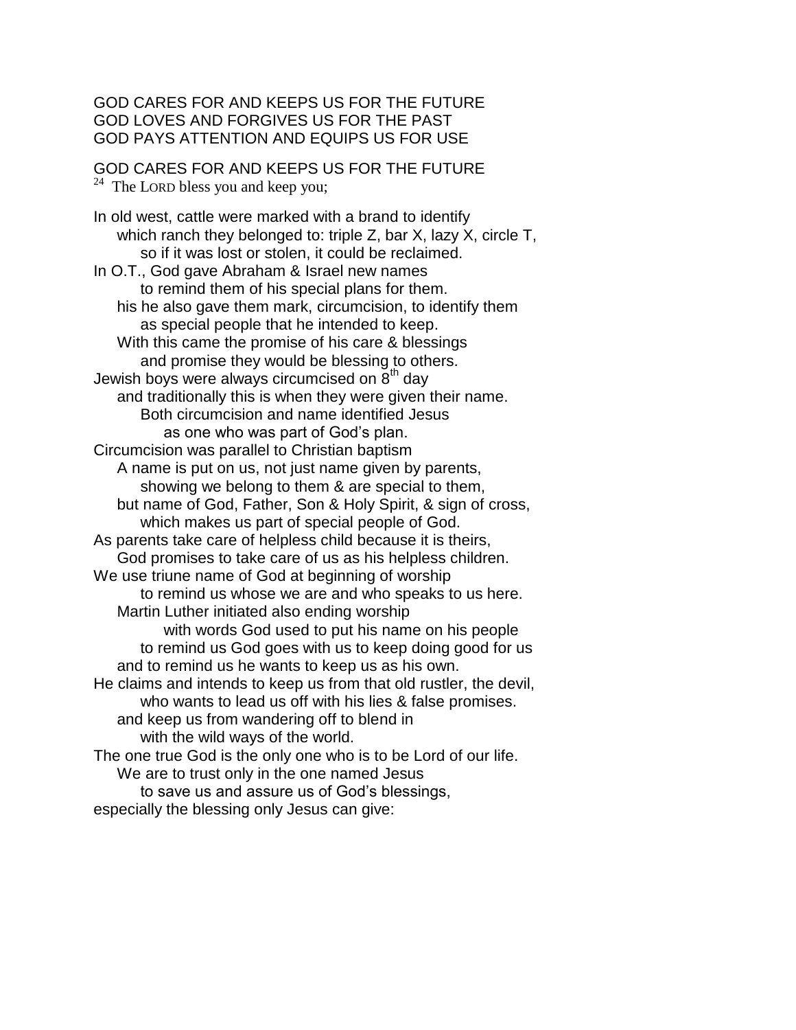GOD CARES FOR AND KEEPS US FOR THE FUTURE
GOD LOVES AND FORGIVES US FOR THE PAST
GOD PAYS ATTENTION AND EQUIPS US FOR USE

GOD CARES FOR AND KEEPS US FOR THE FUTURE
[24] The LORD bless you and keep you;

In old west, cattle were marked with a brand to identify
    which ranch they belonged to: triple Z, bar X, lazy X, circle T,
        so if it was lost or stolen, it could be reclaimed.
In O.T., God gave Abraham & Israel new names
        to remind them of his special plans for them.
    his he also gave them mark, circumcision, to identify them
        as special people that he intended to keep.
    With this came the promise of his care & blessings
        and promise they would be blessing to others.
Jewish boys were always circumcised on 8th day
    and traditionally this is when they were given their name.
        Both circumcision and name identified Jesus
            as one who was part of God's plan.
Circumcision was parallel to Christian baptism
    A name is put on us, not just name given by parents,
        showing we belong to them & are special to them,
    but name of God, Father, Son & Holy Spirit, & sign of cross,
        which makes us part of special people of God.
As parents take care of helpless child because it is theirs,
    God promises to take care of us as his helpless children.
We use triune name of God at beginning of worship
        to remind us whose we are and who speaks to us here.
    Martin Luther initiated also ending worship
            with words God used to put his name on his people
        to remind us God goes with us to keep doing good for us
    and to remind us he wants to keep us as his own.
He claims and intends to keep us from that old rustler, the devil,
        who wants to lead us off with his lies & false promises.
    and keep us from wandering off to blend in
        with the wild ways of the world.
The one true God is the only one who is to be Lord of our life.
    We are to trust only in the one named Jesus
        to save us and assure us of God's blessings,
especially the blessing only Jesus can give: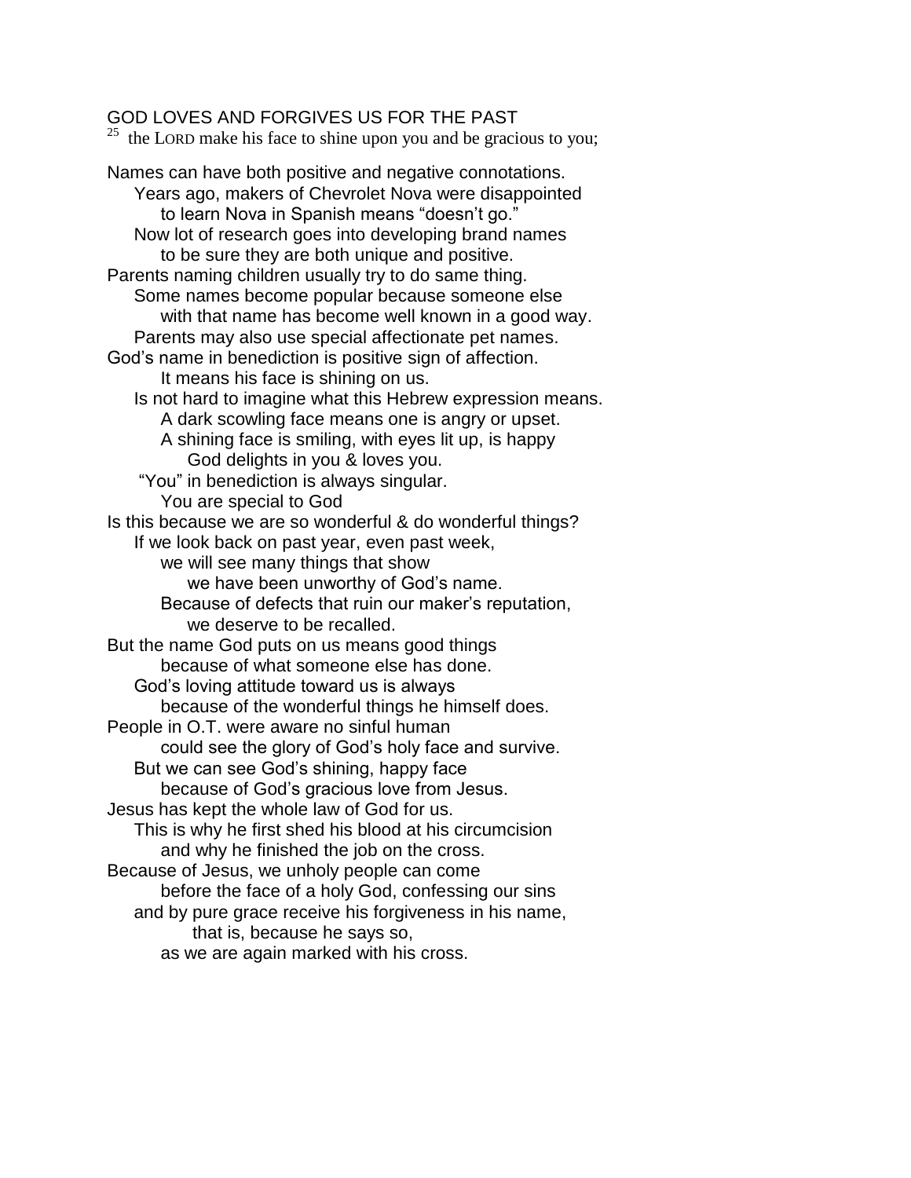GOD LOVES AND FORGIVES US FOR THE PAST

[25] the LORD make his face to shine upon you and be gracious to you;

Names can have both positive and negative connotations.
Years ago, makers of Chevrolet Nova were disappointed
to learn Nova in Spanish means "doesn't go."
Now lot of research goes into developing brand names
to be sure they are both unique and positive.
Parents naming children usually try to do same thing.
Some names become popular because someone else
with that name has become well known in a good way.
Parents may also use special affectionate pet names.
God's name in benediction is positive sign of affection.
It means his face is shining on us.
Is not hard to imagine what this Hebrew expression means.
A dark scowling face means one is angry or upset.
A shining face is smiling, with eyes lit up, is happy
God delights in you & loves you.
"You" in benediction is always singular.
You are special to God
Is this because we are so wonderful & do wonderful things?
If we look back on past year, even past week,
we will see many things that show
we have been unworthy of God's name.
Because of defects that ruin our maker's reputation,
we deserve to be recalled.
But the name God puts on us means good things
because of what someone else has done.
God's loving attitude toward us is always
because of the wonderful things he himself does.
People in O.T. were aware no sinful human
could see the glory of God's holy face and survive.
But we can see God's shining, happy face
because of God's gracious love from Jesus.
Jesus has kept the whole law of God for us.
This is why he first shed his blood at his circumcision
and why he finished the job on the cross.
Because of Jesus, we unholy people can come
before the face of a holy God, confessing our sins
and by pure grace receive his forgiveness in his name,
that is, because he says so,
as we are again marked with his cross.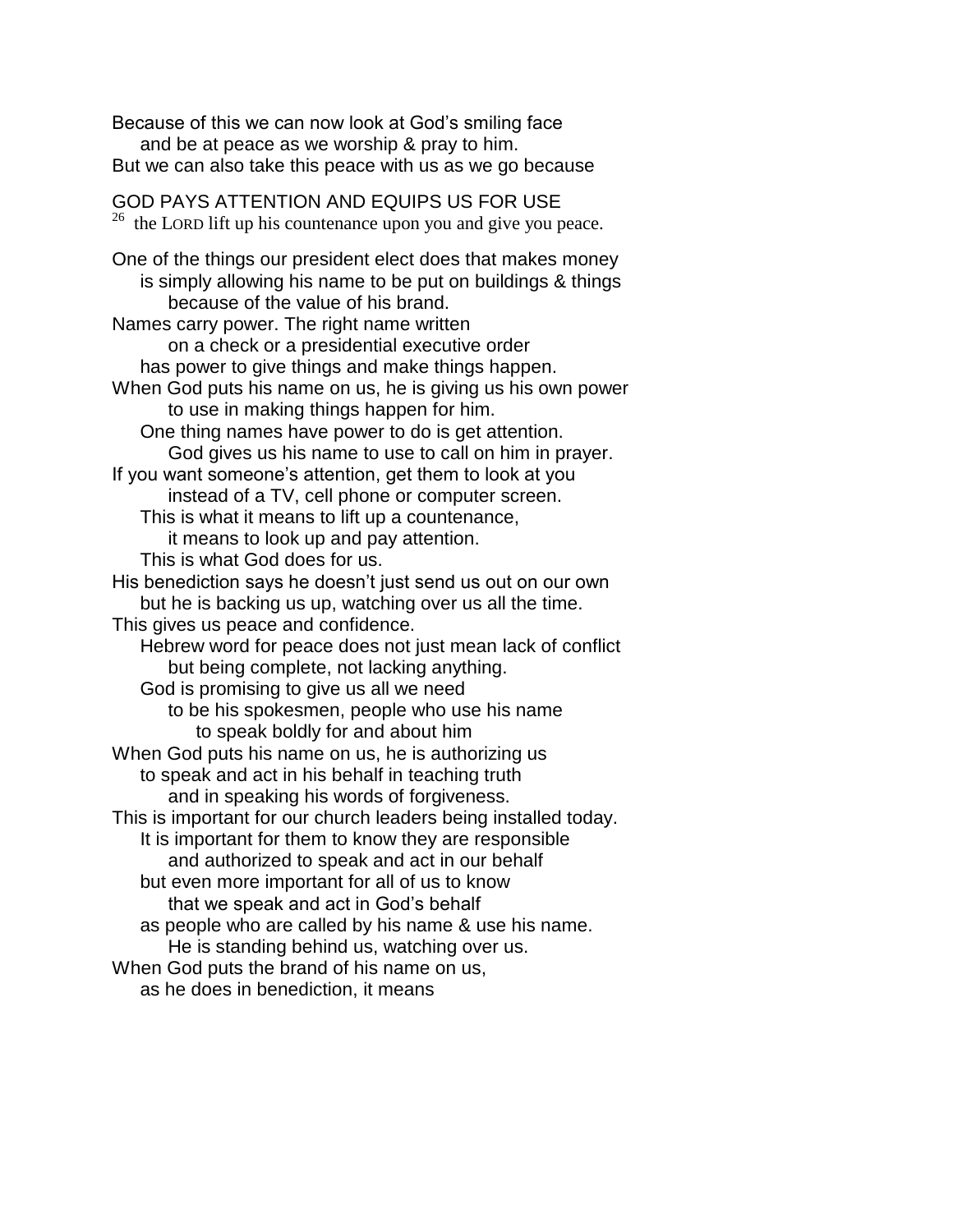Because of this we can now look at God's smiling face
and be at peace as we worship & pray to him.
But we can also take this peace with us as we go because

GOD PAYS ATTENTION AND EQUIPS US FOR USE

[26] the LORD lift up his countenance upon you and give you peace.

One of the things our president elect does that makes money
is simply allowing his name to be put on buildings & things
because of the value of his brand.
Names carry power. The right name written
on a check or a presidential executive order
has power to give things and make things happen.
When God puts his name on us, he is giving us his own power
to use in making things happen for him.
One thing names have power to do is get attention.
God gives us his name to use to call on him in prayer.
If you want someone's attention, get them to look at you
instead of a TV, cell phone or computer screen.
This is what it means to lift up a countenance,
it means to look up and pay attention.
This is what God does for us.
His benediction says he doesn't just send us out on our own
but he is backing us up, watching over us all the time.
This gives us peace and confidence.
Hebrew word for peace does not just mean lack of conflict
but being complete, not lacking anything.
God is promising to give us all we need
to be his spokesmen, people who use his name
to speak boldly for and about him
When God puts his name on us, he is authorizing us
to speak and act in his behalf in teaching truth
and in speaking his words of forgiveness.
This is important for our church leaders being installed today.
It is important for them to know they are responsible
and authorized to speak and act in our behalf
but even more important for all of us to know
that we speak and act in God's behalf
as people who are called by his name & use his name.
He is standing behind us, watching over us.
When God puts the brand of his name on us,
as he does in benediction, it means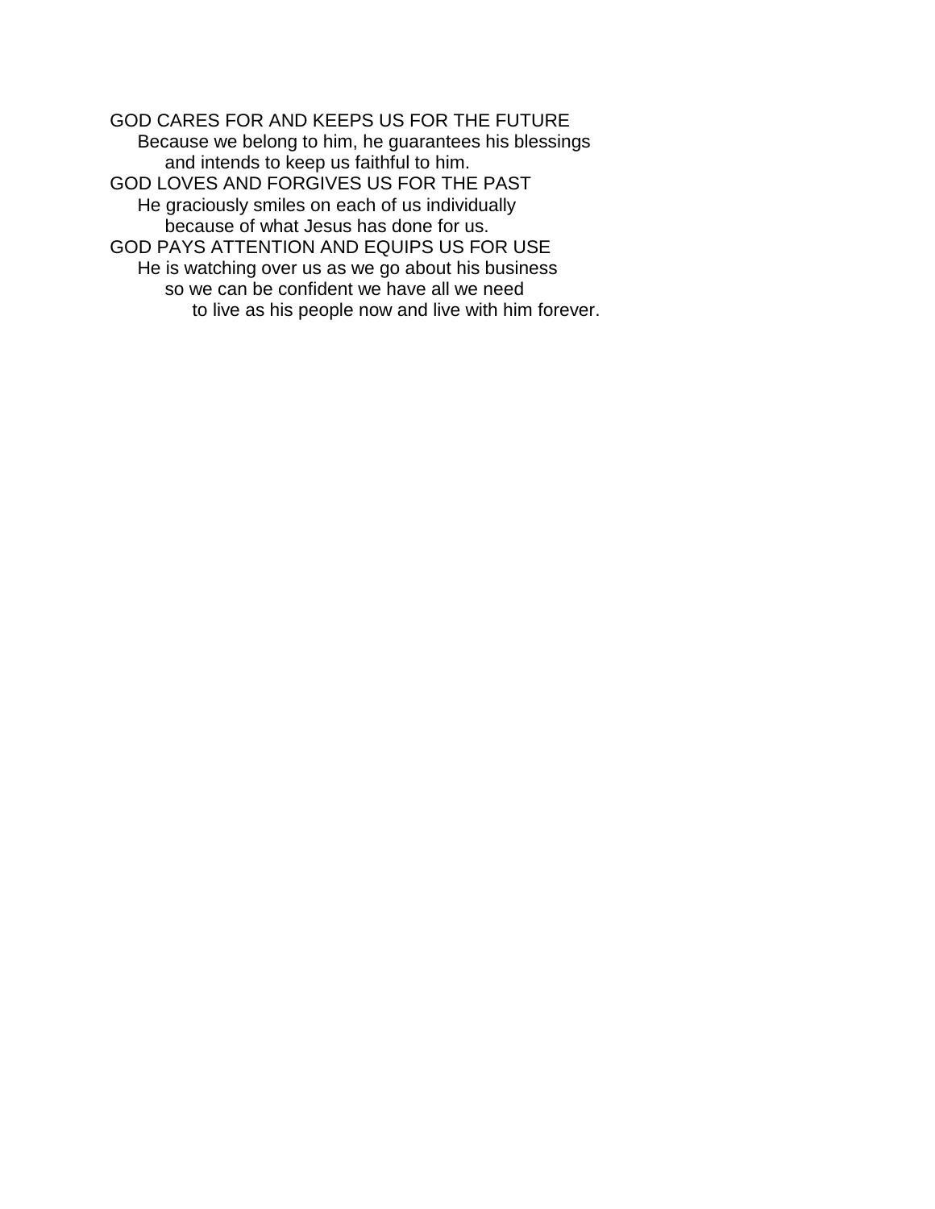GOD CARES FOR AND KEEPS US FOR THE FUTURE

Because we belong to him, he guarantees his blessings
and intends to keep us faithful to him.

GOD LOVES AND FORGIVES US FOR THE PAST

He graciously smiles on each of us individually
because of what Jesus has done for us.

GOD PAYS ATTENTION AND EQUIPS US FOR USE

He is watching over us as we go about his business
so we can be confident we have all we need
to live as his people now and live with him forever.